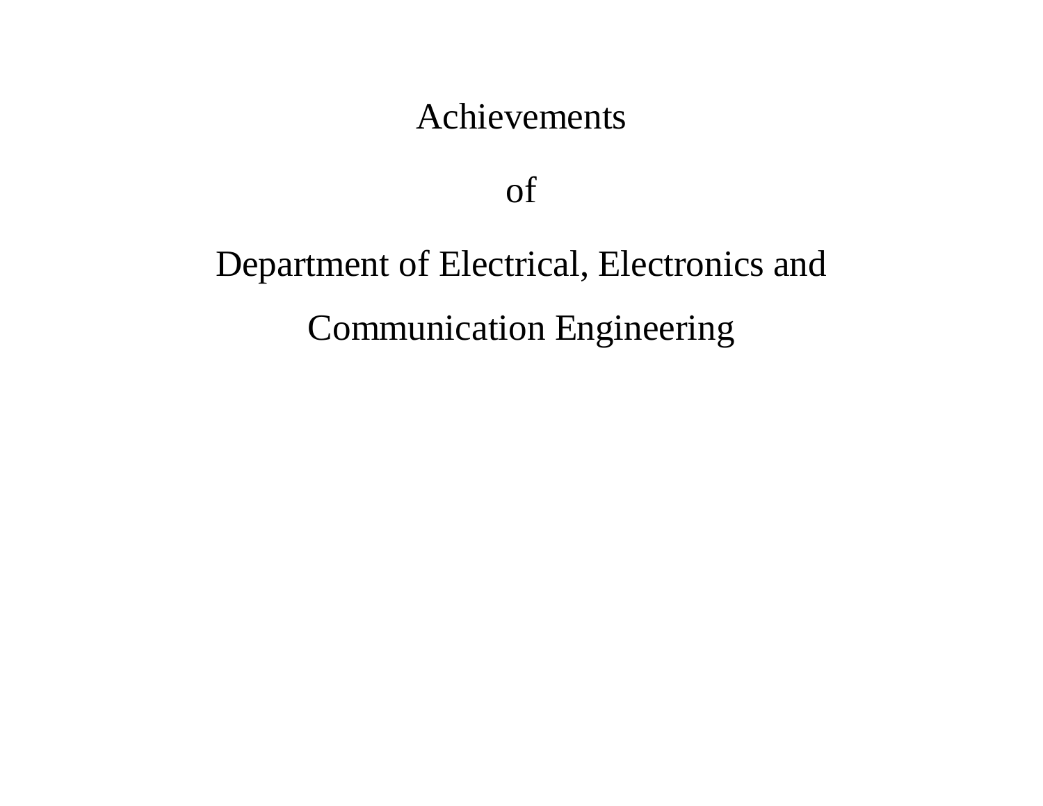# Achievements

# of

# Department of Electrical, Electronics and Communication Engineering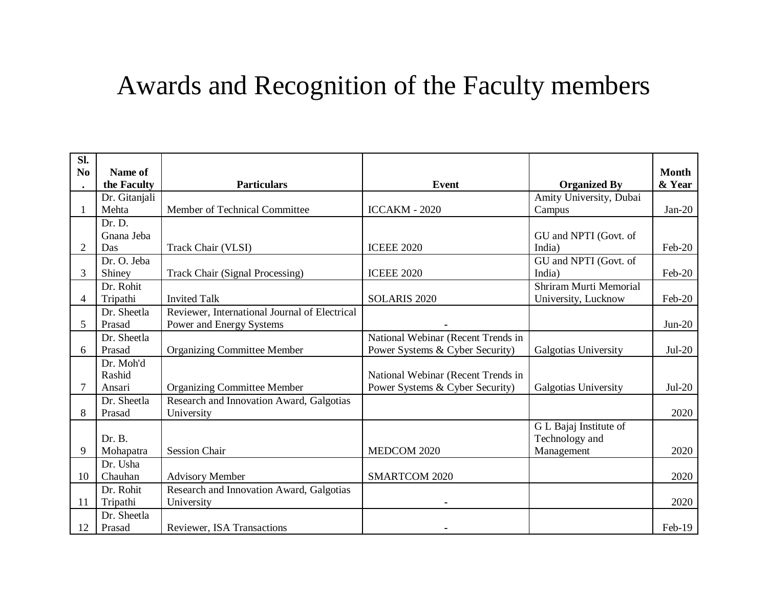# Awards and Recognition of the Faculty members

| Sl. No. | Name of the Faculty | Particulars | Event | Organized By | Month & Year |
|---|---|---|---|---|---|
| 1 | Dr. Gitanjali Mehta | Member of Technical Committee | ICCAKM - 2020 | Amity University, Dubai Campus | Jan-20 |
| 2 | Dr. D. Gnana Jeba Das | Track Chair (VLSI) | ICEEE 2020 | GU and NPTI (Govt. of India) | Feb-20 |
| 3 | Dr. O. Jeba Shiney | Track Chair (Signal Processing) | ICEEE 2020 | GU and NPTI (Govt. of India) | Feb-20 |
| 4 | Dr. Rohit Tripathi | Invited Talk | SOLARIS 2020 | Shriram Murti Memorial University, Lucknow | Feb-20 |
| 5 | Dr. Sheetla Prasad | Reviewer, International Journal of Electrical Power and Energy Systems | - | | Jun-20 |
| 6 | Dr. Sheetla Prasad | Organizing Committee Member | National Webinar (Recent Trends in Power Systems & Cyber Security) | Galgotias University | Jul-20 |
| 7 | Dr. Moh'd Rashid Ansari | Organizing Committee Member | National Webinar (Recent Trends in Power Systems & Cyber Security) | Galgotias University | Jul-20 |
| 8 | Dr. Sheetla Prasad | Research and Innovation Award, Galgotias University | | | 2020 |
| 9 | Dr. B. Mohapatra | Session Chair | MEDCOM 2020 | G L Bajaj Institute of Technology and Management | 2020 |
| 10 | Dr. Usha Chauhan | Advisory Member | SMARTCOM 2020 | | 2020 |
| 11 | Dr. Rohit Tripathi | Research and Innovation Award, Galgotias University | - | | 2020 |
| 12 | Dr. Sheetla Prasad | Reviewer, ISA Transactions | - | | Feb-19 |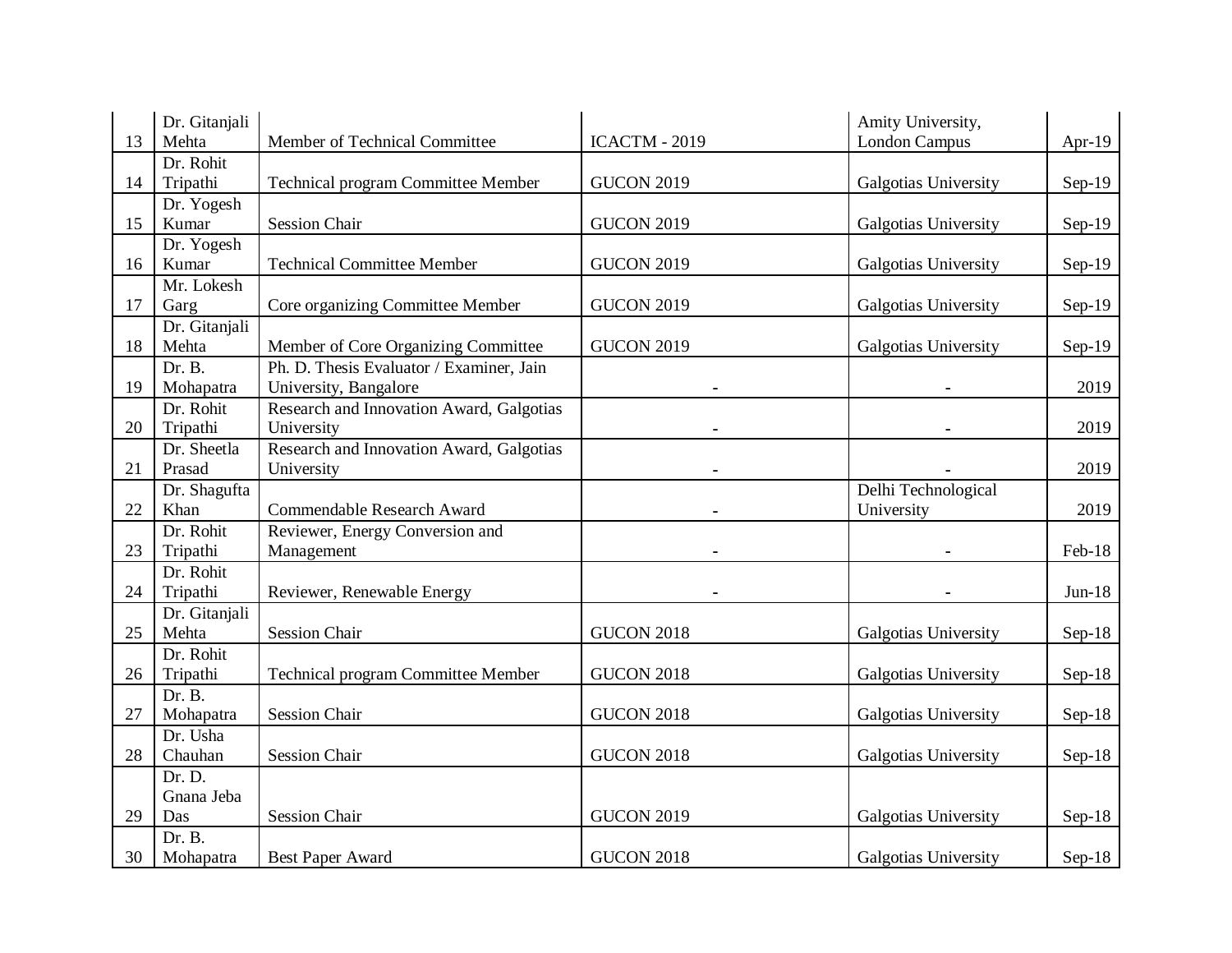| 13 | Dr. Gitanjali Mehta | Member of Technical Committee | ICACTM - 2019 | Amity University, London Campus | Apr-19 |
|---|---|---|---|---|---|
| 14 | Dr. Rohit Tripathi | Technical program Committee Member | GUCON 2019 | Galgotias University | Sep-19 |
| 15 | Dr. Yogesh Kumar | Session Chair | GUCON 2019 | Galgotias University | Sep-19 |
| 16 | Dr. Yogesh Kumar | Technical Committee Member | GUCON 2019 | Galgotias University | Sep-19 |
| 17 | Mr. Lokesh Garg | Core organizing Committee Member | GUCON 2019 | Galgotias University | Sep-19 |
| 18 | Dr. Gitanjali Mehta | Member of Core Organizing Committee | GUCON 2019 | Galgotias University | Sep-19 |
| 19 | Dr. B. Mohapatra | Ph. D. Thesis Evaluator / Examiner, Jain University, Bangalore | - | - | 2019 |
| 20 | Dr. Rohit Tripathi | Research and Innovation Award, Galgotias University | - | - | 2019 |
| 21 | Dr. Sheetla Prasad | Research and Innovation Award, Galgotias University | - | - | 2019 |
| 22 | Dr. Shagufta Khan | Commendable Research Award | - | Delhi Technological University | 2019 |
| 23 | Dr. Rohit Tripathi | Reviewer, Energy Conversion and Management | - | - | Feb-18 |
| 24 | Dr. Rohit Tripathi | Reviewer, Renewable Energy | - | - | Jun-18 |
| 25 | Dr. Gitanjali Mehta | Session Chair | GUCON 2018 | Galgotias University | Sep-18 |
| 26 | Dr. Rohit Tripathi | Technical program Committee Member | GUCON 2018 | Galgotias University | Sep-18 |
| 27 | Dr. B. Mohapatra | Session Chair | GUCON 2018 | Galgotias University | Sep-18 |
| 28 | Dr. Usha Chauhan | Session Chair | GUCON 2018 | Galgotias University | Sep-18 |
| 29 | Dr. D. Gnana Jeba Das | Session Chair | GUCON 2019 | Galgotias University | Sep-18 |
| 30 | Dr. B. Mohapatra | Best Paper Award | GUCON 2018 | Galgotias University | Sep-18 |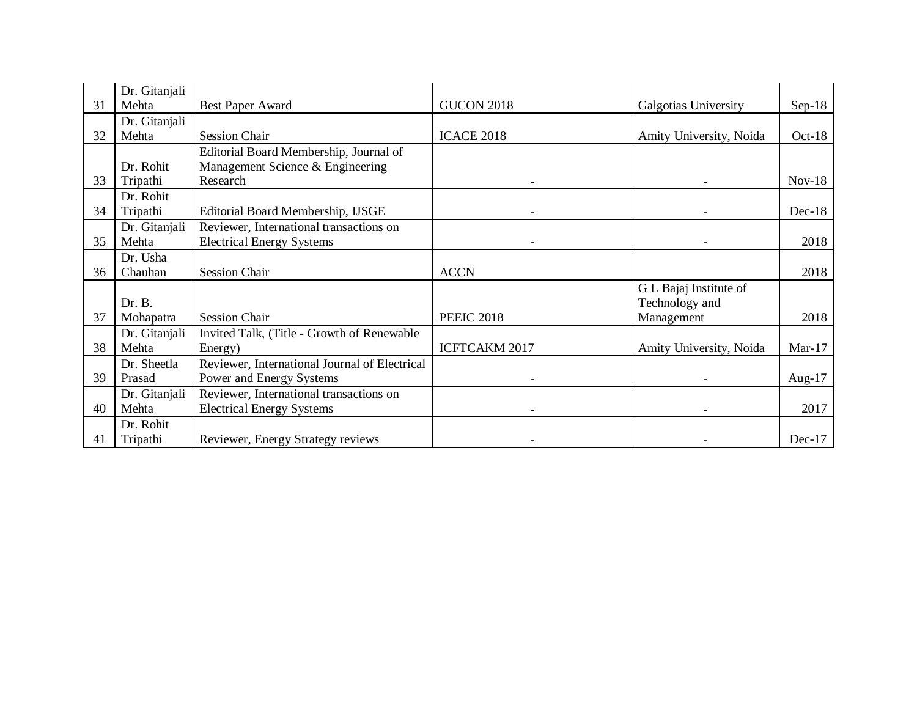| | | | | | |
|---|---|---|---|---|---|
| 31 | Dr. Gitanjali Mehta | Best Paper Award | GUCON 2018 | Galgotias University | Sep-18 |
| 32 | Dr. Gitanjali Mehta | Session Chair | ICACE 2018 | Amity University, Noida | Oct-18 |
| 33 | Dr. Rohit Tripathi | Editorial Board Membership, Journal of Management Science & Engineering Research | - | - | Nov-18 |
| 34 | Dr. Rohit Tripathi | Editorial Board Membership, IJSGE | - | - | Dec-18 |
| 35 | Dr. Gitanjali Mehta | Reviewer, International transactions on Electrical Energy Systems | - | - | 2018 |
| 36 | Dr. Usha Chauhan | Session Chair | ACCN | | 2018 |
| 37 | Dr. B. Mohapatra | Session Chair | PEEIC 2018 | G L Bajaj Institute of Technology and Management | 2018 |
| 38 | Dr. Gitanjali Mehta | Invited Talk, (Title - Growth of Renewable Energy) | ICFTCAKM 2017 | Amity University, Noida | Mar-17 |
| 39 | Dr. Sheetla Prasad | Reviewer, International Journal of Electrical Power and Energy Systems | - | - | Aug-17 |
| 40 | Dr. Gitanjali Mehta | Reviewer, International transactions on Electrical Energy Systems | - | - | 2017 |
| 41 | Dr. Rohit Tripathi | Reviewer, Energy Strategy reviews | - | - | Dec-17 |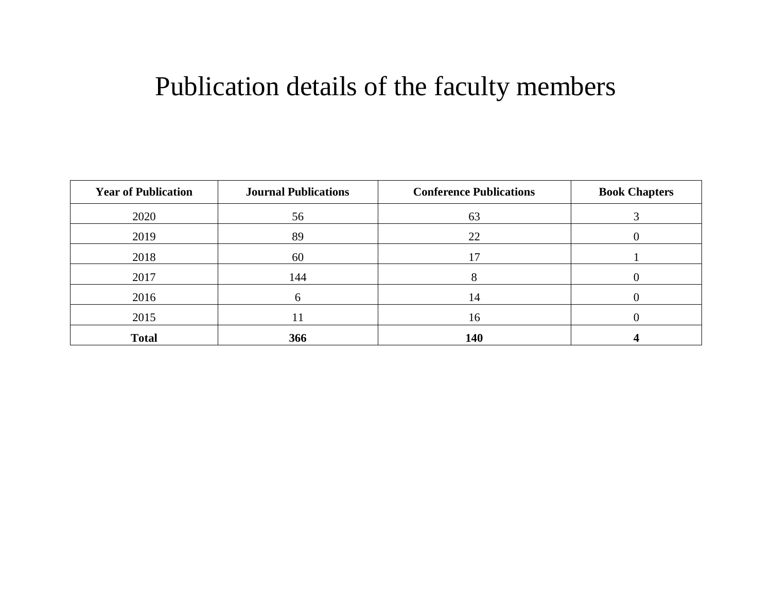# Publication details of the faculty members

| Year of Publication | Journal Publications | Conference Publications | Book Chapters |
|---|---|---|---|
| 2020 | 56 | 63 | 3 |
| 2019 | 89 | 22 | 0 |
| 2018 | 60 | 17 | 1 |
| 2017 | 144 | 8 | 0 |
| 2016 | 6 | 14 | 0 |
| 2015 | 11 | 16 | 0 |
| **Total** | **366** | **140** | **4** |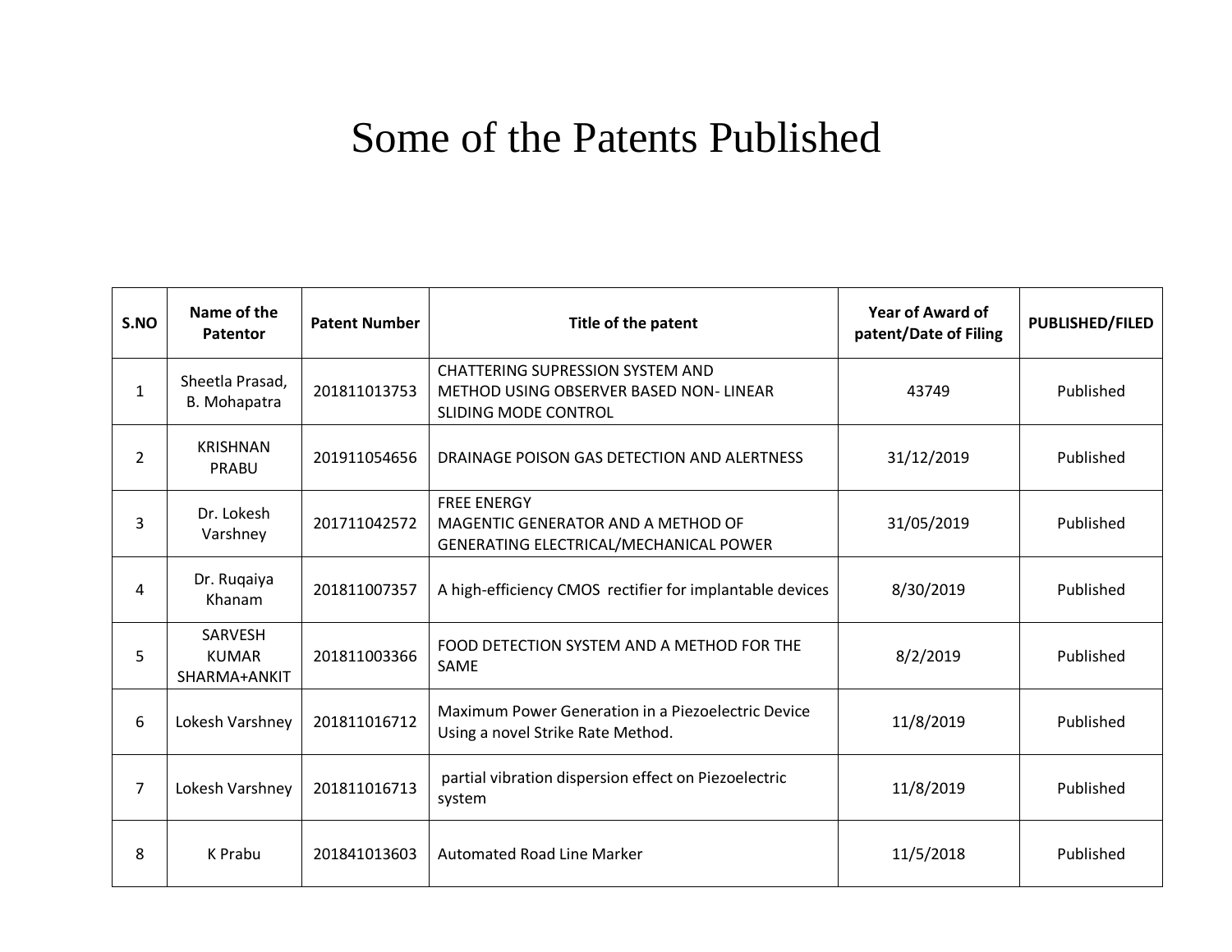# Some of the Patents Published

| S.NO | Name of the Patentor | Patent Number | Title of the patent | Year of Award of patent/Date of Filing | PUBLISHED/FILED |
|---|---|---|---|---|---|
| 1 | Sheetla Prasad, B. Mohapatra | 201811013753 | CHATTERING SUPRESSION SYSTEM AND METHOD USING OBSERVER BASED NON- LINEAR SLIDING MODE CONTROL | 43749 | Published |
| 2 | KRISHNAN PRABU | 201911054656 | DRAINAGE POISON GAS DETECTION AND ALERTNESS | 31/12/2019 | Published |
| 3 | Dr. Lokesh Varshney | 201711042572 | FREE ENERGY MAGENTIC GENERATOR AND A METHOD OF GENERATING ELECTRICAL/MECHANICAL POWER | 31/05/2019 | Published |
| 4 | Dr. Ruqaiya Khanam | 201811007357 | A high-efficiency CMOS rectifier for implantable devices | 8/30/2019 | Published |
| 5 | SARVESH KUMAR SHARMA+ANKIT | 201811003366 | FOOD DETECTION SYSTEM AND A METHOD FOR THE SAME | 8/2/2019 | Published |
| 6 | Lokesh Varshney | 201811016712 | Maximum Power Generation in a Piezoelectric Device Using a novel Strike Rate Method. | 11/8/2019 | Published |
| 7 | Lokesh Varshney | 201811016713 | partial vibration dispersion effect on Piezoelectric system | 11/8/2019 | Published |
| 8 | K Prabu | 201841013603 | Automated Road Line Marker | 11/5/2018 | Published |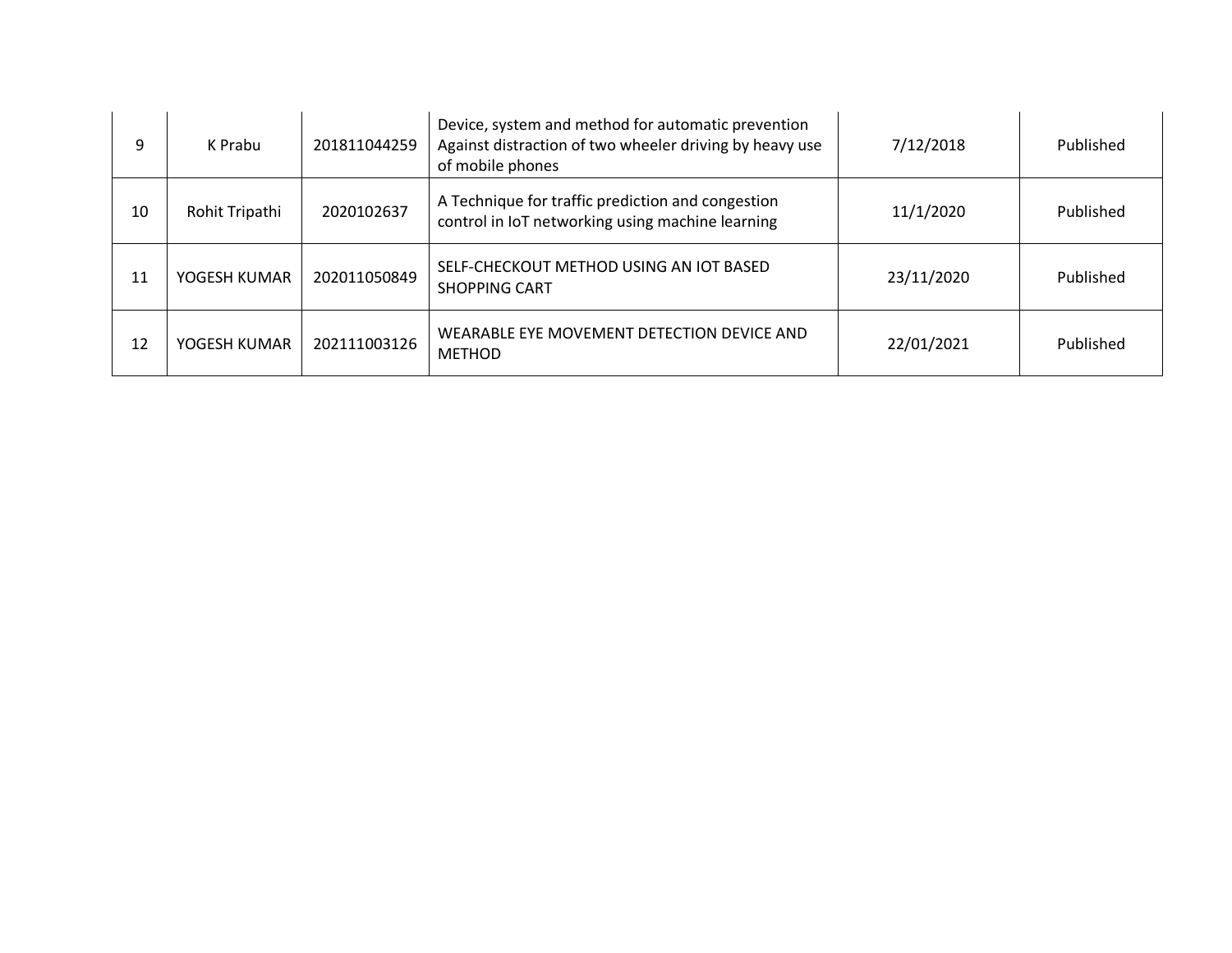| | | | | | |
|---|---|---|---|---|---|
| 9 | K Prabu | 201811044259 | Device, system and method for automatic prevention Against distraction of two wheeler driving by heavy use of mobile phones | 7/12/2018 | Published |
| 10 | Rohit Tripathi | 2020102637 | A Technique for traffic prediction and congestion control in IoT networking using machine learning | 11/1/2020 | Published |
| 11 | YOGESH KUMAR | 202011050849 | SELF-CHECKOUT METHOD USING AN IOT BASED SHOPPING CART | 23/11/2020 | Published |
| 12 | YOGESH KUMAR | 202111003126 | WEARABLE EYE MOVEMENT DETECTION DEVICE AND METHOD | 22/01/2021 | Published |